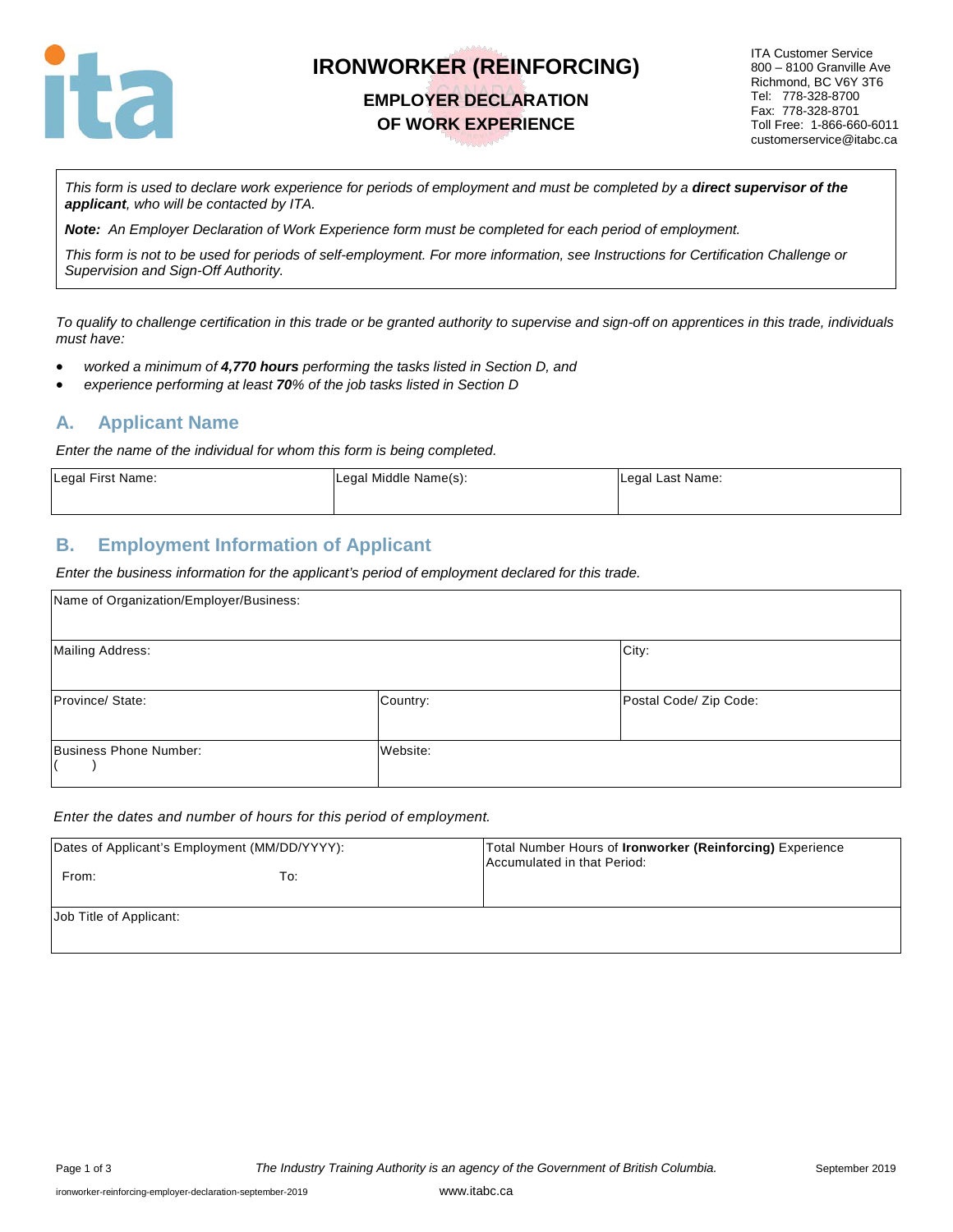# IRONWORKER (REINFORCING)

## EMPLOYER DECLARATION OF WORK EXPERIENCE

ITA Customer Service
800 – 8100 Granville Ave
Richmond, BC V6Y 3T6
Tel: 778-328-8700
Fax: 778-328-8701
Toll Free: 1-866-660-6011
customerservice@itabc.ca

*This form is used to declare work experience for periods of employment and must be completed by a **direct supervisor of the applicant**, who will be contacted by ITA.*

***Note:** An Employer Declaration of Work Experience form must be completed for each period of employment.*

*This form is not to be used for periods of self-employment. For more information, see Instructions for Certification Challenge or Supervision and Sign-Off Authority.*

*To qualify to challenge certification in this trade or be granted authority to supervise and sign-off on apprentices in this trade, individuals must have:*

- *worked a minimum of **4,770 hours** performing the tasks listed in Section D, and*
- *experience performing at least **70**% of the job tasks listed in Section D*

## A. Applicant Name

*Enter the name of the individual for whom this form is being completed.*

| Legal First Name: | Legal Middle Name(s): | Legal Last Name: |
|---|---|---|
| | | |

## B. Employment Information of Applicant

*Enter the business information for the applicant's period of employment declared for this trade.*

| Name of Organization/Employer/Business: | | |
|---|---|---|
| Mailing Address: | | City: |
| Province/ State: | Country: | Postal Code/ Zip Code: |
| Business Phone Number: ( ) | Website: | |

*Enter the dates and number of hours for this period of employment.*

| Dates of Applicant's Employment (MM/DD/YYYY): From: To: | Total Number Hours of **Ironworker (Reinforcing)** Experience Accumulated in that Period: |
|---|---|
| Job Title of Applicant: | |

The Industry Training Authority is an agency of the Government of British Columbia.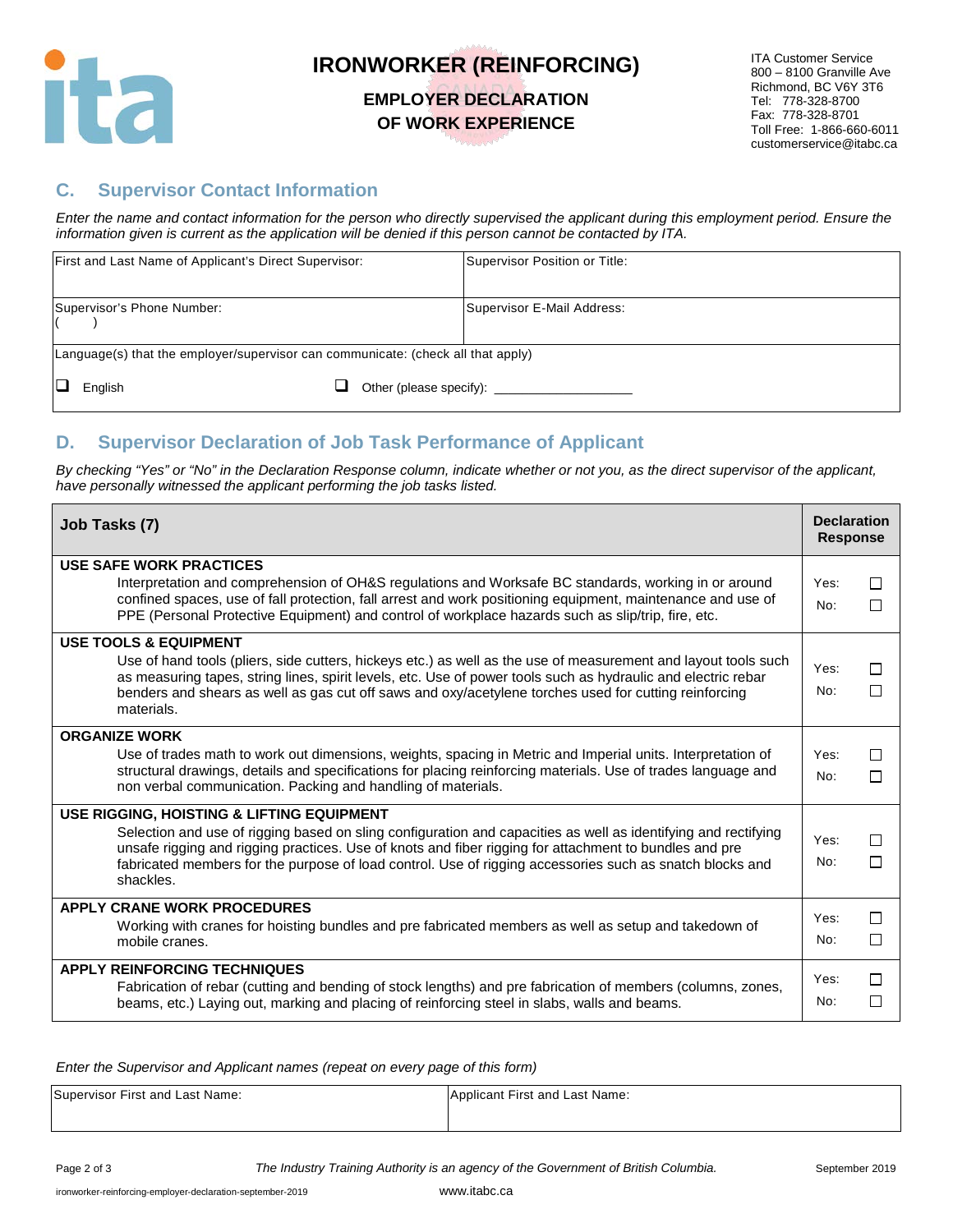# IRONWORKER (REINFORCING)

## EMPLOYER DECLARATION OF WORK EXPERIENCE

ITA Customer Service
800 – 8100 Granville Ave
Richmond, BC V6Y 3T6
Tel: 778-328-8700
Fax: 778-328-8701
Toll Free: 1-866-660-6011
customerservice@itabc.ca

## C. Supervisor Contact Information

*Enter the name and contact information for the person who directly supervised the applicant during this employment period. Ensure the information given is current as the application will be denied if this person cannot be contacted by ITA.*

| First and Last Name of Applicant's Direct Supervisor: | Supervisor Position or Title: |
|---|---|
| Supervisor's Phone Number: ( ) | Supervisor E-Mail Address: |
| Language(s) that the employer/supervisor can communicate: (check all that apply) ☐ English ☐ Other (please specify): ____________ | |

## D. Supervisor Declaration of Job Task Performance of Applicant

*By checking "Yes" or "No" in the Declaration Response column, indicate whether or not you, as the direct supervisor of the applicant, have personally witnessed the applicant performing the job tasks listed.*

| Job Tasks (7) | Declaration Response |
|---|---|
| **USE SAFE WORK PRACTICES** Interpretation and comprehension of OH&S regulations and Worksafe BC standards, working in or around confined spaces, use of fall protection, fall arrest and work positioning equipment, maintenance and use of PPE (Personal Protective Equipment) and control of workplace hazards such as slip/trip, fire, etc. | Yes: ☐ No: ☐ |
| **USE TOOLS & EQUIPMENT** Use of hand tools (pliers, side cutters, hickeys etc.) as well as the use of measurement and layout tools such as measuring tapes, string lines, spirit levels, etc. Use of power tools such as hydraulic and electric rebar benders and shears as well as gas cut off saws and oxy/acetylene torches used for cutting reinforcing materials. | Yes: ☐ No: ☐ |
| **ORGANIZE WORK** Use of trades math to work out dimensions, weights, spacing in Metric and Imperial units. Interpretation of structural drawings, details and specifications for placing reinforcing materials. Use of trades language and non verbal communication. Packing and handling of materials. | Yes: ☐ No: ☐ |
| **USE RIGGING, HOISTING & LIFTING EQUIPMENT** Selection and use of rigging based on sling configuration and capacities as well as identifying and rectifying unsafe rigging and rigging practices. Use of knots and fiber rigging for attachment to bundles and pre fabricated members for the purpose of load control. Use of rigging accessories such as snatch blocks and shackles. | Yes: ☐ No: ☐ |
| **APPLY CRANE WORK PROCEDURES** Working with cranes for hoisting bundles and pre fabricated members as well as setup and takedown of mobile cranes. | Yes: ☐ No: ☐ |
| **APPLY REINFORCING TECHNIQUES** Fabrication of rebar (cutting and bending of stock lengths) and pre fabrication of members (columns, zones, beams, etc.) Laying out, marking and placing of reinforcing steel in slabs, walls and beams. | Yes: ☐ No: ☐ |

*Enter the Supervisor and Applicant names (repeat on every page of this form)*

| Supervisor First and Last Name: | Applicant First and Last Name: |
|---|---|
| | |

*The Industry Training Authority is an agency of the Government of British Columbia.*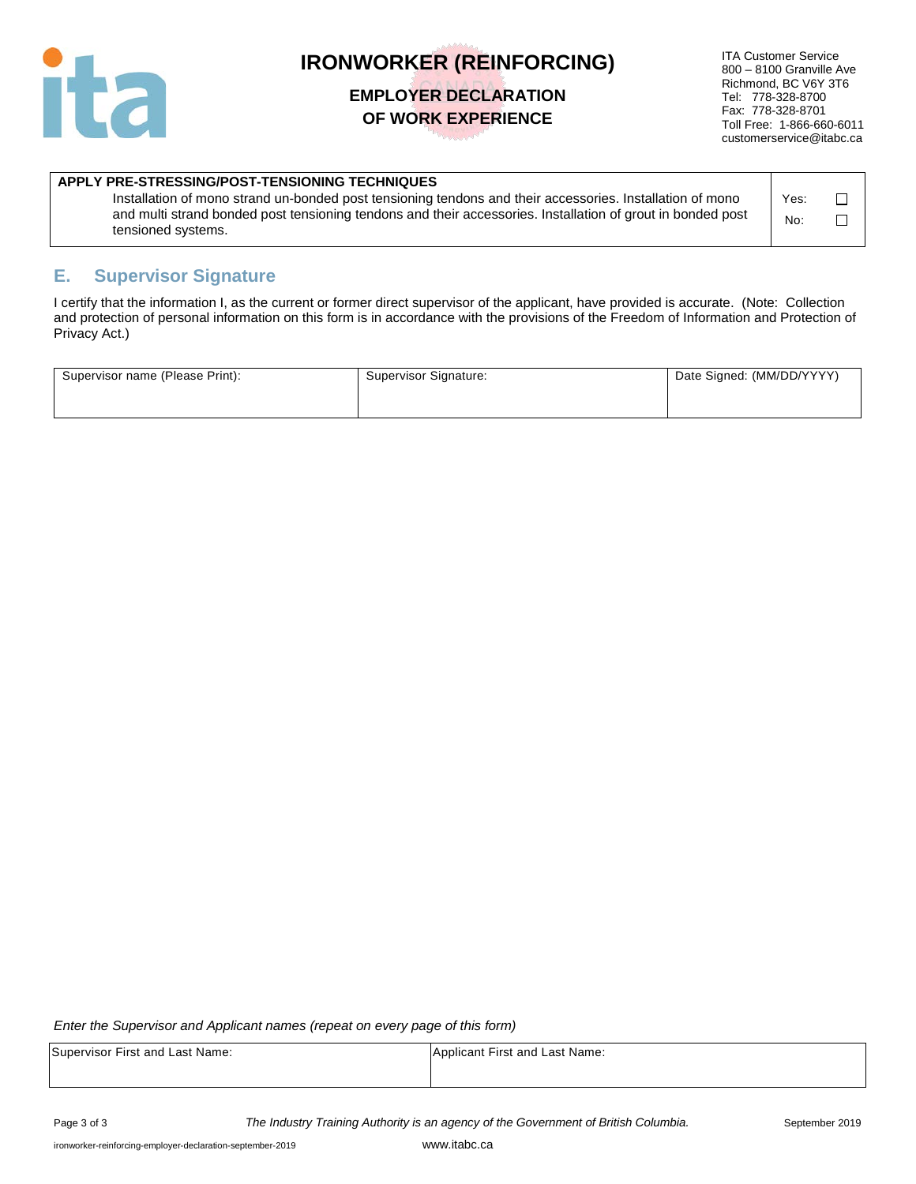| APPLY PRE-STRESSING/POST-TENSIONING TECHNIQUES | |
|---|---|
| Installation of mono strand un-bonded post tensioning tendons and their accessories. Installation of mono and multi strand bonded post tensioning tendons and their accessories. Installation of grout in bonded post tensioned systems. | Yes: ☐ No: ☐ |

## E. Supervisor Signature

I certify that the information I, as the current or former direct supervisor of the applicant, have provided is accurate. (Note: Collection and protection of personal information on this form is in accordance with the provisions of the Freedom of Information and Protection of Privacy Act.)

| Supervisor name (Please Print): | Supervisor Signature: | Date Signed: (MM/DD/YYYY) |
|---|---|---|
| | | |

*Enter the Supervisor and Applicant names (repeat on every page of this form)*

| Supervisor First and Last Name: | Applicant First and Last Name: |
|---|---|
| | |

*The Industry Training Authority is an agency of the Government of British Columbia.*